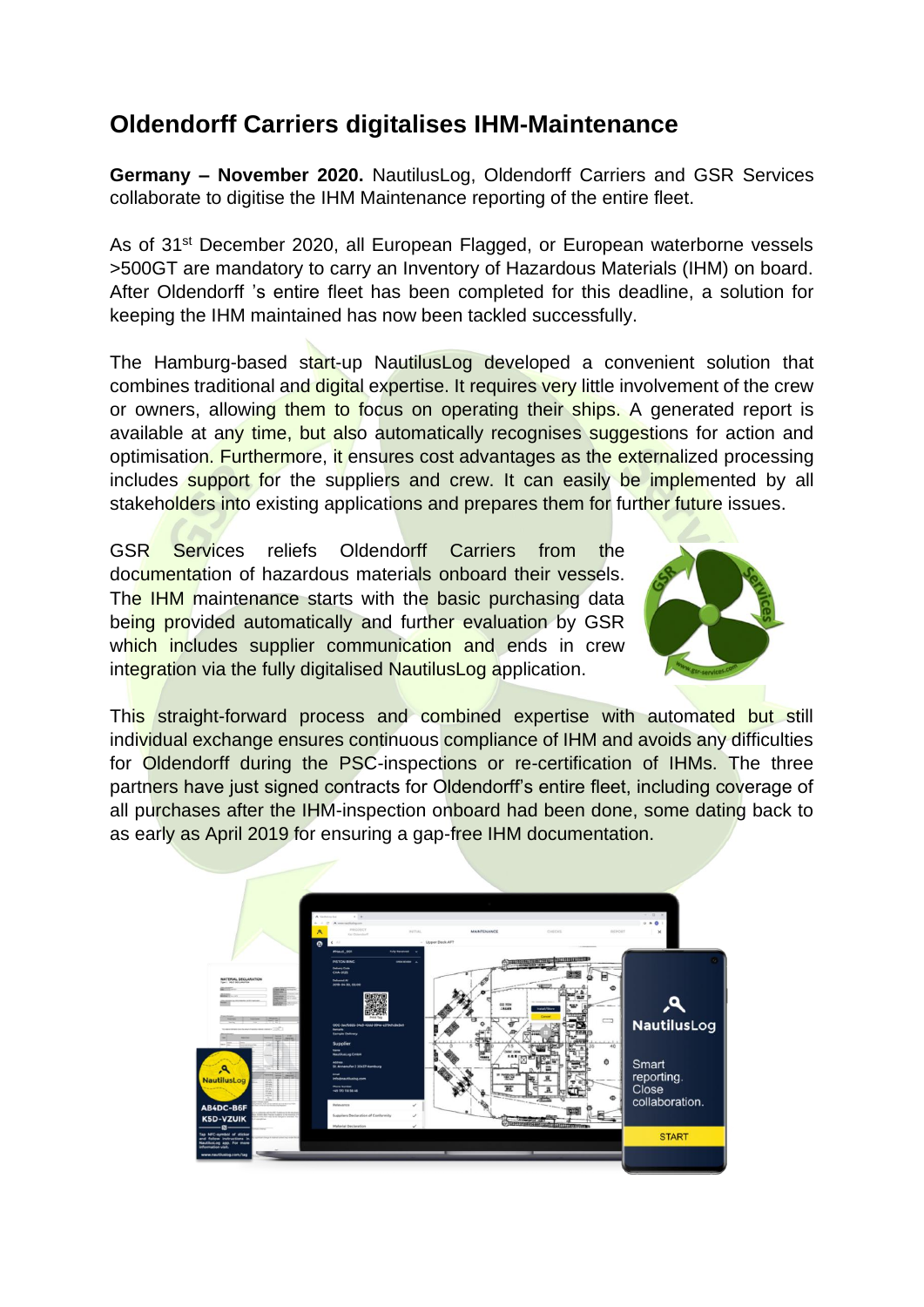# Oldendorff Carriers digitalises IHM-Maintenance

**Germany – November 2020.** NautilusLog, Oldendorff Carriers and GSR Services collaborate to digitise the IHM Maintenance reporting of the entire fleet.

As of 31st December 2020, all European Flagged, or European waterborne vessels >500GT are mandatory to carry an Inventory of Hazardous Materials (IHM) on board. After Oldendorff 's entire fleet has been completed for this deadline, a solution for keeping the IHM maintained has now been tackled successfully.

The Hamburg-based start-up NautilusLog developed a convenient solution that combines traditional and digital expertise. It requires very little involvement of the crew or owners, allowing them to focus on operating their ships. A generated report is available at any time, but also automatically recognises suggestions for action and optimisation. Furthermore, it ensures cost advantages as the externalized processing includes support for the suppliers and crew. It can easily be implemented by all stakeholders into existing applications and prepares them for further future issues.

GSR Services reliefs Oldendorff Carriers from the documentation of hazardous materials onboard their vessels. The IHM maintenance starts with the basic purchasing data being provided automatically and further evaluation by GSR which includes supplier communication and ends in crew integration via the fully digitalised NautilusLog application.

This straight-forward process and combined expertise with automated but still individual exchange ensures continuous compliance of IHM and avoids any difficulties for Oldendorff during the PSC-inspections or re-certification of IHMs. The three partners have just signed contracts for Oldendorff's entire fleet, including coverage of all purchases after the IHM-inspection onboard had been done, some dating back to as early as April 2019 for ensuring a gap-free IHM documentation.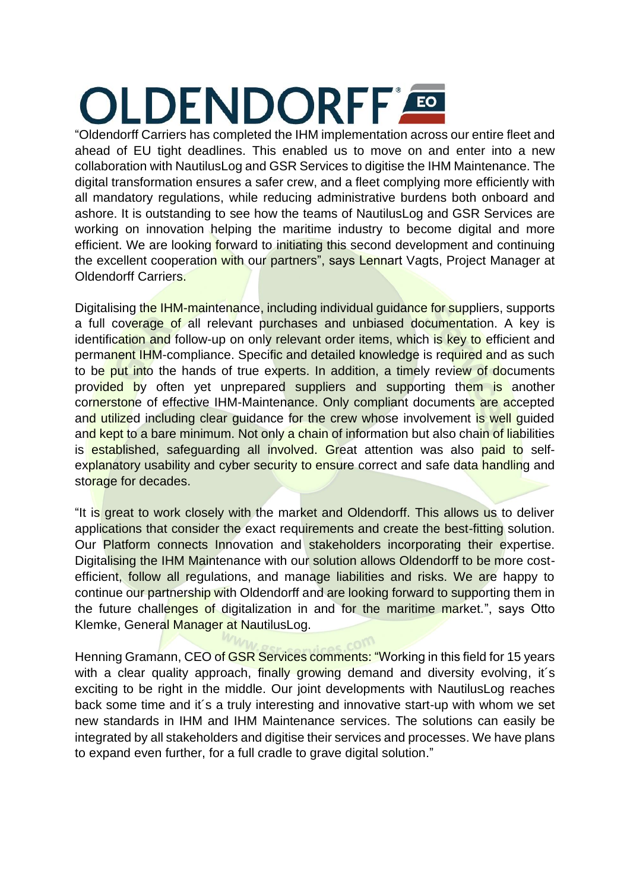# OLDENDORFF

"Oldendorff Carriers has completed the IHM implementation across our entire fleet and ahead of EU tight deadlines. This enabled us to move on and enter into a new collaboration with NautilusLog and GSR Services to digitise the IHM Maintenance. The digital transformation ensures a safer crew, and a fleet complying more efficiently with all mandatory regulations, while reducing administrative burdens both onboard and ashore. It is outstanding to see how the teams of NautilusLog and GSR Services are working on innovation helping the maritime industry to become digital and more efficient. We are looking forward to initiating this second development and continuing the excellent cooperation with our partners", says Lennart Vagts, Project Manager at Oldendorff Carriers.

Digitalising the IHM-maintenance, including individual guidance for suppliers, supports a full coverage of all relevant purchases and unbiased documentation. A key is identification and follow-up on only relevant order items, which is key to efficient and permanent IHM-compliance. Specific and detailed knowledge is required and as such to be put into the hands of true experts. In addition, a timely review of documents provided by often yet unprepared suppliers and supporting them is another cornerstone of effective IHM-Maintenance. Only compliant documents are accepted and utilized including clear guidance for the crew whose involvement is well guided and kept to a bare minimum. Not only a chain of information but also chain of liabilities is established, safeguarding all involved. Great attention was also paid to self-explanatory usability and cyber security to ensure correct and safe data handling and storage for decades.

"It is great to work closely with the market and Oldendorff. This allows us to deliver applications that consider the exact requirements and create the best-fitting solution. Our Platform connects Innovation and stakeholders incorporating their expertise. Digitalising the IHM Maintenance with our solution allows Oldendorff to be more cost-efficient, follow all regulations, and manage liabilities and risks. We are happy to continue our partnership with Oldendorff and are looking forward to supporting them in the future challenges of digitalization in and for the maritime market.", says Otto Klemke, General Manager at NautilusLog.

Henning Gramann, CEO of GSR Services comments: "Working in this field for 15 years with a clear quality approach, finally growing demand and diversity evolving, it´s exciting to be right in the middle. Our joint developments with NautilusLog reaches back some time and it´s a truly interesting and innovative start-up with whom we set new standards in IHM and IHM Maintenance services. The solutions can easily be integrated by all stakeholders and digitise their services and processes. We have plans to expand even further, for a full cradle to grave digital solution."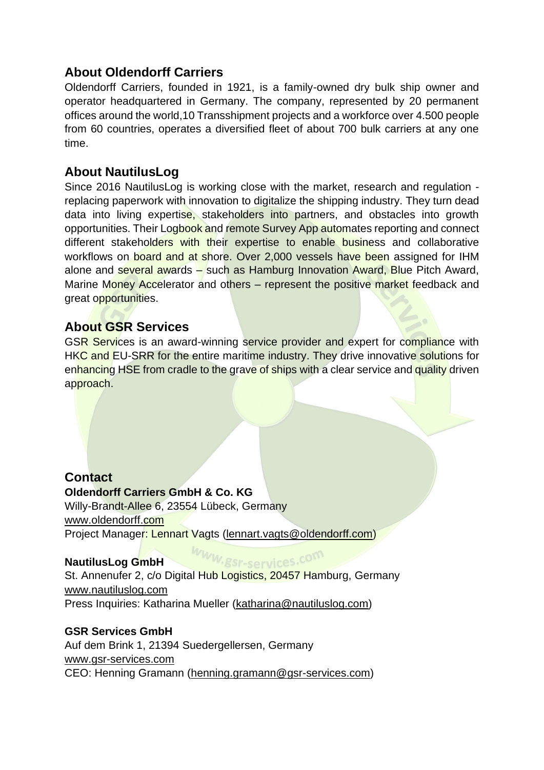## About Oldendorff Carriers

Oldendorff Carriers, founded in 1921, is a family-owned dry bulk ship owner and operator headquartered in Germany. The company, represented by 20 permanent offices around the world,10 Transshipment projects and a workforce over 4.500 people from 60 countries, operates a diversified fleet of about 700 bulk carriers at any one time.

## About NautilusLog

Since 2016 NautilusLog is working close with the market, research and regulation - replacing paperwork with innovation to digitalize the shipping industry. They turn dead data into living expertise, stakeholders into partners, and obstacles into growth opportunities. Their Logbook and remote Survey App automates reporting and connect different stakeholders with their expertise to enable business and collaborative workflows on board and at shore. Over 2,000 vessels have been assigned for IHM alone and several awards – such as Hamburg Innovation Award, Blue Pitch Award, Marine Money Accelerator and others – represent the positive market feedback and great opportunities.

## About GSR Services

GSR Services is an award-winning service provider and expert for compliance with HKC and EU-SRR for the entire maritime industry. They drive innovative solutions for enhancing HSE from cradle to the grave of ships with a clear service and quality driven approach.

## Contact

**Oldendorff Carriers GmbH & Co. KG**
Willy-Brandt-Allee 6, 23554 Lübeck, Germany
www.oldendorff.com
Project Manager: Lennart Vagts (lennart.vagts@oldendorff.com)

**NautilusLog GmbH**
St. Annenufer 2, c/o Digital Hub Logistics, 20457 Hamburg, Germany
www.nautiluslog.com
Press Inquiries: Katharina Mueller (katharina@nautiluslog.com)

**GSR Services GmbH**
Auf dem Brink 1, 21394 Suedergellersen, Germany
www.gsr-services.com
CEO: Henning Gramann (henning.gramann@gsr-services.com)